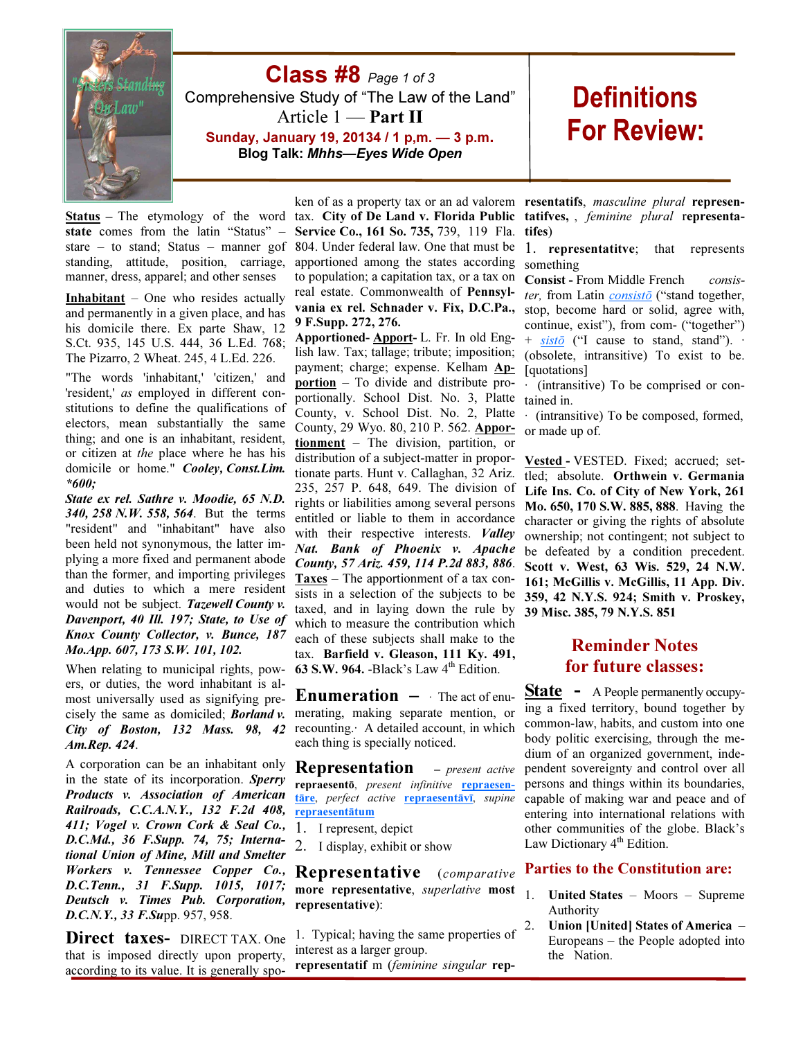# Class #8 *Page 1 of 3*

Comprehensive Study of "The Law of the Land"

Article 1 — **Part II**

**Sunday, January 19, 20134 / 1 p,m. — 3 p.m.**

**Blog Talk: *Mhhs—Eyes Wide Open***

# Definitions For Review:

**Status** – The etymology of the word **state** comes from the latin "Status" – stare – to stand; Status – manner gof standing, attitude, position, carriage, manner, dress, apparel; and other senses

**Inhabitant** – One who resides actually and permanently in a given place, and has his domicile there. Ex parte Shaw, 12 S.Ct. 935, 145 U.S. 444, 36 L.Ed. 768; The Pizarro, 2 Wheat. 245, 4 L.Ed. 226.

"The words 'inhabitant,' 'citizen,' and 'resident,' *as* employed in different constitutions to define the qualifications of electors, mean substantially the same thing; and one is an inhabitant, resident, or citizen at *the* place where he has his domicile or home." ***Cooley, Const.Lim. \*600;***

***State ex rel. Sathre v. Moodie, 65 N.D. 340, 258 N.W. 558, 564***. But the terms "resident" and "inhabitant" have also been held not synonymous, the latter implying a more fixed and permanent abode than the former, and importing privileges and duties to which a mere resident would not be subject. ***Tazewell County v. Davenport, 40 Ill. 197; State, to Use of Knox County Collector, v. Bunce, 187 Mo.App. 607, 173 S.W. 101, 102.***

When relating to municipal rights, powers, or duties, the word inhabitant is almost universally used as signifying precisely the same as domiciled; ***Borland v. City of Boston, 132 Mass. 98, 42 Am.Rep. 424***.

A corporation can be an inhabitant only in the state of its incorporation. ***Sperry Products v. Association of American Railroads, C.C.A.N.Y., 132 F.2d 408, 411; Vogel v. Crown Cork & Seal Co., D.C.Md., 36 F.Supp. 74, 75; International Union of Mine, Mill and Smelter Workers v. Tennessee Copper Co., D.C.Tenn., 31 F.Supp. 1015, 1017; Deutsch v. Times Pub. Corporation, D.C.N.Y., 33 F.Su***pp. 957, 958.

**Direct taxes-** DIRECT TAX. One that is imposed directly upon property, according to its value. It is generally spoken of as a property tax or an ad valorem tax. **City of De Land v. Florida Public Service Co., 161 So. 735,** 739, 119 Fla. 804. Under federal law. One that must be apportioned among the states according to population; a capitation tax, or a tax on real estate. Commonwealth of **Pennsylvania ex rel. Schnader v. Fix, D.C.Pa., 9 F.Supp. 272, 276.**

**Apportioned- Apport-** L. Fr. In old English law. Tax; tallage; tribute; imposition; payment; charge; expense. Kelham **Apportion** – To divide and distribute proportionally. School Dist. No. 3, Platte County, v. School Dist. No. 2, Platte County, 29 Wyo. 80, 210 P. 562. **Apportionment** – The division, partition, or distribution of a subject-matter in proportionate parts. Hunt v. Callaghan, 32 Ariz. 235, 257 P. 648, 649. The division of rights or liabilities among several persons entitled or liable to them in accordance with their respective interests. ***Valley Nat. Bank of Phoenix v. Apache County, 57 Ariz. 459, 114 P.2d 883, 886***. **Taxes** – The apportionment of a tax consists in a selection of the subjects to be taxed, and in laying down the rule by which to measure the contribution which each of these subjects shall make to the tax. **Barfield v. Gleason, 111 Ky. 491, 63 S.W. 964.** -Black's Law 4th Edition.

**Enumeration** – · The act of enumerating, making separate mention, or recounting.· A detailed account, in which each thing is specially noticed.

**Representation** – *present active* **repraesentō**, *present infinitive* **repraesentāre**, *perfect active* **repraesentāvī**, *supine* **repraesentātum**

1. I represent, depict
2. I display, exhibit or show

**Representative** (*comparative* **more representative**, *superlative* **most representative**):

1. Typical; having the same properties of interest as a larger group.

**representatif** m (*feminine singular* **representatifs**, *masculine plural* **representatifves**, , *feminine plural* **representatifes**)

1. **representatitve**; that represents something

**Consist -** From Middle French *consister,* from Latin *consistō* ("stand together, stop, become hard or solid, agree with, continue, exist"), from com- ("together") + *sistō* ("I cause to stand, stand"). · (obsolete, intransitive) To exist to be. [quotations]

· (intransitive) To be comprised or contained in.

· (intransitive) To be composed, formed, or made up of.

**Vested -** VESTED. Fixed; accrued; settled; absolute. **Orthwein v. Germania Life Ins. Co. of City of New York, 261 Mo. 650, 170 S.W. 885, 888**. Having the character or giving the rights of absolute ownership; not contingent; not subject to be defeated by a condition precedent. **Scott v. West, 63 Wis. 529, 24 N.W. 161; McGillis v. McGillis, 11 App. Div. 359, 42 N.Y.S. 924; Smith v. Proskey, 39 Misc. 385, 79 N.Y.S. 851**

## Reminder Notes for future classes:

**State** - A People permanently occupying a fixed territory, bound together by common-law, habits, and custom into one body politic exercising, through the medium of an organized government, independent sovereignty and control over all persons and things within its boundaries, capable of making war and peace and of entering into international relations with other communities of the globe. Black's Law Dictionary 4th Edition.

### Parties to the Constitution are:

1. **United States** – Moors – Supreme Authority
2. **Union [United] States of America** – Europeans – the People adopted into the Nation.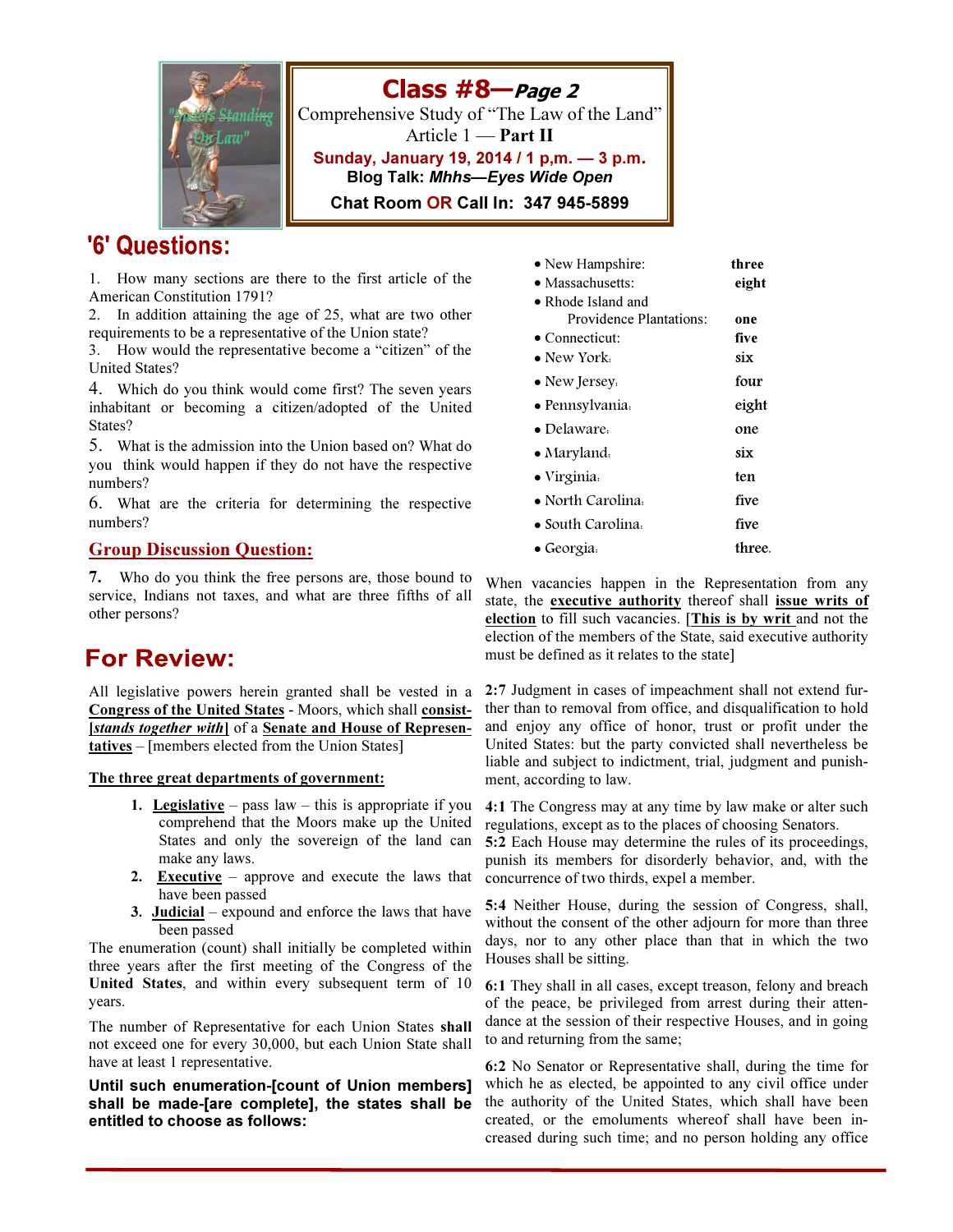"Sisters Standing On Law"

# Class #8—*Page 2*

Comprehensive Study of "The Law of the Land"
Article 1 — **Part II**

**Sunday, January 19, 2014 / 1 p,m. — 3 p.m.**

**Blog Talk: *Mhhs—Eyes Wide Open***

**Chat Room OR Call In: 347 945-5899**

## '6' Questions:

1. How many sections are there to the first article of the American Constitution 1791?
2. In addition attaining the age of 25, what are two other requirements to be a representative of the Union state?
3. How would the representative become a "citizen" of the United States?
4. Which do you think would come first? The seven years inhabitant or becoming a citizen/adopted of the United States?
5. What is the admission into the Union based on? What do you think would happen if they do not have the respective numbers?
6. What are the criteria for determining the respective numbers?

### Group Discussion Question:

**7.** Who do you think the free persons are, those bound to service, Indians not taxes, and what are three fifths of all other persons?

## For Review:

All legislative powers herein granted shall be vested in a **Congress of the United States** - Moors, which shall **consist-[*stands together with*]** of a **Senate and House of Representatives** – [members elected from the Union States]

**The three great departments of government:**

1. **Legislative** – pass law – this is appropriate if you comprehend that the Moors make up the United States and only the sovereign of the land can make any laws.
2. **Executive** – approve and execute the laws that have been passed
3. **Judicial** – expound and enforce the laws that have been passed

The enumeration (count) shall initially be completed within three years after the first meeting of the Congress of the **United States**, and within every subsequent term of 10 years.

The number of Representative for each Union States **shall** not exceed one for every 30,000, but each Union State shall have at least 1 representative.

**Until such enumeration-[count of Union members] shall be made-[are complete], the states shall be entitled to choose as follows:**

- New Hampshire: **three**
- Massachusetts: **eight**
- Rhode Island and Providence Plantations: **one**
- Connecticut: **five**
- New York: **six**
- New Jersey: **four**
- Pennsylvania: **eight**
- Delaware: **one**
- Maryland: **six**
- Virginia: **ten**
- North Carolina: **five**
- South Carolina: **five**
- Georgia: **three.**

When vacancies happen in the Representation from any state, the **executive authority** thereof shall **issue writs of election** to fill such vacancies. [**This is by writ** and not the election of the members of the State, said executive authority must be defined as it relates to the state]

**2:7** Judgment in cases of impeachment shall not extend further than to removal from office, and disqualification to hold and enjoy any office of honor, trust or profit under the United States: but the party convicted shall nevertheless be liable and subject to indictment, trial, judgment and punishment, according to law.

**4:1** The Congress may at any time by law make or alter such regulations, except as to the places of choosing Senators.
**5:2** Each House may determine the rules of its proceedings, punish its members for disorderly behavior, and, with the concurrence of two thirds, expel a member.

**5:4** Neither House, during the session of Congress, shall, without the consent of the other adjourn for more than three days, nor to any other place than that in which the two Houses shall be sitting.

**6:1** They shall in all cases, except treason, felony and breach of the peace, be privileged from arrest during their attendance at the session of their respective Houses, and in going to and returning from the same;

**6:2** No Senator or Representative shall, during the time for which he as elected, be appointed to any civil office under the authority of the United States, which shall have been created, or the emoluments whereof shall have been increased during such time; and no person holding any office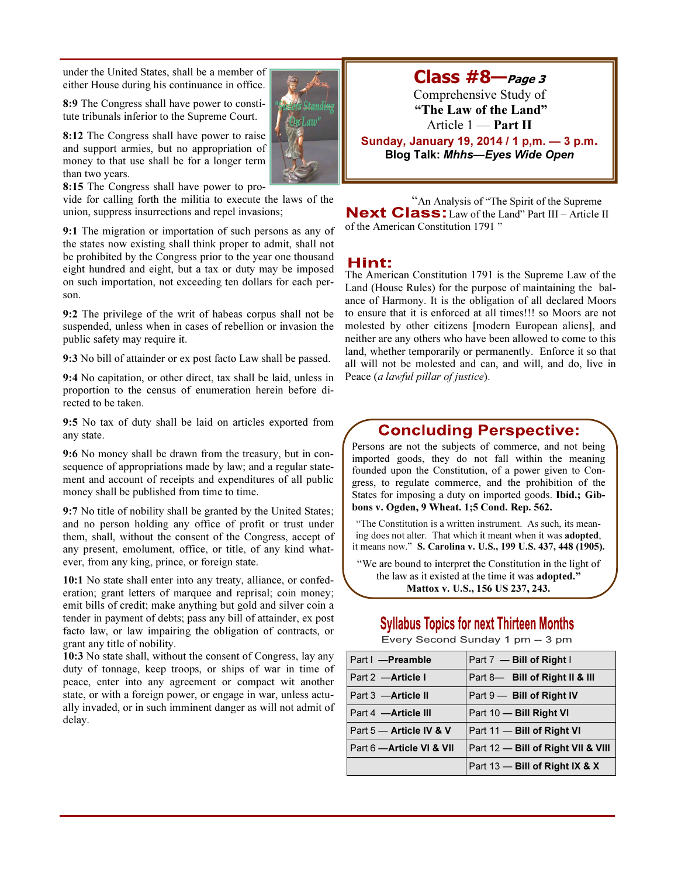under the United States, shall be a member of either House during his continuance in office.

**8:9** The Congress shall have power to constitute tribunals inferior to the Supreme Court.

**8:12** The Congress shall have power to raise and support armies, but no appropriation of money to that use shall be for a longer term than two years.

**8:15** The Congress shall have power to provide for calling forth the militia to execute the laws of the union, suppress insurrections and repel invasions;

**9:1** The migration or importation of such persons as any of the states now existing shall think proper to admit, shall not be prohibited by the Congress prior to the year one thousand eight hundred and eight, but a tax or duty may be imposed on such importation, not exceeding ten dollars for each person.

**9:2** The privilege of the writ of habeas corpus shall not be suspended, unless when in cases of rebellion or invasion the public safety may require it.

**9:3** No bill of attainder or ex post facto Law shall be passed.

**9:4** No capitation, or other direct, tax shall be laid, unless in proportion to the census of enumeration herein before directed to be taken.

**9:5** No tax of duty shall be laid on articles exported from any state.

**9:6** No money shall be drawn from the treasury, but in consequence of appropriations made by law; and a regular statement and account of receipts and expenditures of all public money shall be published from time to time.

**9:7** No title of nobility shall be granted by the United States; and no person holding any office of profit or trust under them, shall, without the consent of the Congress, accept of any present, emolument, office, or title, of any kind whatever, from any king, prince, or foreign state.

**10:1** No state shall enter into any treaty, alliance, or confederation; grant letters of marquee and reprisal; coin money; emit bills of credit; make anything but gold and silver coin a tender in payment of debts; pass any bill of attainder, ex post facto law, or law impairing the obligation of contracts, or grant any title of nobility.

**10:3** No state shall, without the consent of Congress, lay any duty of tonnage, keep troops, or ships of war in time of peace, enter into any agreement or compact wit another state, or with a foreign power, or engage in war, unless actually invaded, or in such imminent danger as will not admit of delay.

# Class #8—*Page 3*

Comprehensive Study of
**"The Law of the Land"**
Article 1 — **Part II**

**Sunday, January 19, 2014 / 1 p,m. — 3 p.m.**
**Blog Talk: *Mhhs—Eyes Wide Open***

## Next Class:

"An Analysis of "The Spirit of the Supreme Law of the Land" Part III – Article II of the American Constitution 1791 "

## Hint:

The American Constitution 1791 is the Supreme Law of the Land (House Rules) for the purpose of maintaining the balance of Harmony. It is the obligation of all declared Moors to ensure that it is enforced at all times!!! so Moors are not molested by other citizens [modern European aliens], and neither are any others who have been allowed to come to this land, whether temporarily or permanently. Enforce it so that all will not be molested and can, and will, and do, live in Peace (*a lawful pillar of justice*).

## Concluding Perspective:

Persons are not the subjects of commerce, and not being imported goods, they do not fall within the meaning founded upon the Constitution, of a power given to Congress, to regulate commerce, and the prohibition of the States for imposing a duty on imported goods. **Ibid.; Gibbons v. Ogden, 9 Wheat. 1;5 Cond. Rep. 562.**

"The Constitution is a written instrument. As such, its meaning does not alter. That which it meant when it was **adopted**, it means now." **S. Carolina v. U.S., 199 U.S. 437, 448 (1905).**

"We are bound to interpret the Constitution in the light of the law as it existed at the time it was **adopted."** **Mattox v. U.S., 156 US 237, 243.**

## Syllabus Topics for next Thirteen Months

Every Second Sunday 1 pm -- 3 pm

| | |
|---|---|
| Part I —**Preamble** | Part 7 — **Bill of Right** I |
| Part 2 —**Article I** | Part 8— **Bill of Right II & III** |
| Part 3 —**Article II** | Part 9 — **Bill of Right IV** |
| Part 4 —**Article III** | Part 10 — **Bill Right VI** |
| Part 5 — **Article IV & V** | Part 11 — **Bill of Right VI** |
| Part 6 —**Article VI & VII** | Part 12 — **Bill of Right VII & VIII** |
| | Part 13 — **Bill of Right IX & X** |